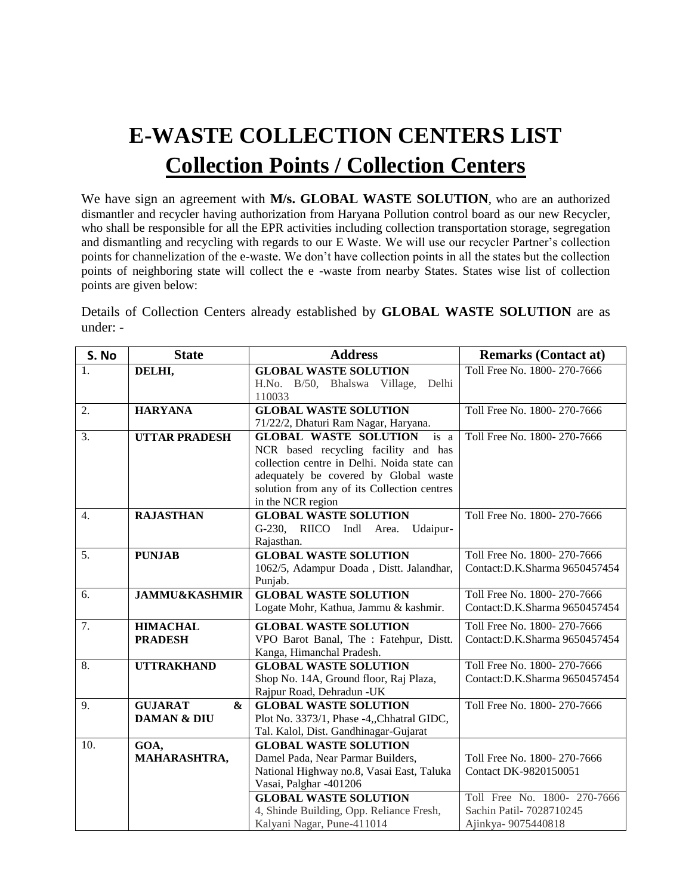# E-WASTE COLLECTION CENTERS LIST

## Collection Points / Collection Centers

We have sign an agreement with **M/s. GLOBAL WASTE SOLUTION**, who are an authorized dismantler and recycler having authorization from Haryana Pollution control board as our new Recycler, who shall be responsible for all the EPR activities including collection transportation storage, segregation and dismantling and recycling with regards to our E Waste. We will use our recycler Partner's collection points for channelization of the e-waste. We don't have collection points in all the states but the collection points of neighboring state will collect the e -waste from nearby States. States wise list of collection points are given below:

Details of Collection Centers already established by **GLOBAL WASTE SOLUTION** are as under: -

| S. No | State | Address | Remarks (Contact at) |
|---|---|---|---|
| 1. | **DELHI,** | **GLOBAL WASTE SOLUTION** H.No. B/50, Bhalswa Village, Delhi 110033 | Toll Free No. 1800- 270-7666 |
| 2. | **HARYANA** | **GLOBAL WASTE SOLUTION** 71/22/2, Dhaturi Ram Nagar, Haryana. | Toll Free No. 1800- 270-7666 |
| 3. | **UTTAR PRADESH** | **GLOBAL WASTE SOLUTION** is a NCR based recycling facility and has collection centre in Delhi. Noida state can adequately be covered by Global waste solution from any of its Collection centres in the NCR region | Toll Free No. 1800- 270-7666 |
| 4. | **RAJASTHAN** | **GLOBAL WASTE SOLUTION** G-230, RIICO Indl Area. Udaipur-Rajasthan. | Toll Free No. 1800- 270-7666 |
| 5. | **PUNJAB** | **GLOBAL WASTE SOLUTION** 1062/5, Adampur Doada , Distt. Jalandhar, Punjab. | Toll Free No. 1800- 270-7666 Contact:D.K.Sharma 9650457454 |
| 6. | **JAMMU&KASHMIR** | **GLOBAL WASTE SOLUTION** Logate Mohr, Kathua, Jammu & kashmir. | Toll Free No. 1800- 270-7666 Contact:D.K.Sharma 9650457454 |
| 7. | **HIMACHAL PRADESH** | **GLOBAL WASTE SOLUTION** VPO Barot Banal, The : Fatehpur, Distt. Kanga, Himanchal Pradesh. | Toll Free No. 1800- 270-7666 Contact:D.K.Sharma 9650457454 |
| 8. | **UTTRAKHAND** | **GLOBAL WASTE SOLUTION** Shop No. 14A, Ground floor, Raj Plaza, Rajpur Road, Dehradun -UK | Toll Free No. 1800- 270-7666 Contact:D.K.Sharma 9650457454 |
| 9. | **GUJARAT & DAMAN & DIU** | **GLOBAL WASTE SOLUTION** Plot No. 3373/1, Phase -4,,Chhatral GIDC, Tal. Kalol, Dist. Gandhinagar-Gujarat | Toll Free No. 1800- 270-7666 |
| 10. | **GOA, MAHARASHTRA,** | **GLOBAL WASTE SOLUTION** Damel Pada, Near Parmar Builders, National Highway no.8, Vasai East, Taluka Vasai, Palghar -401206 | Toll Free No. 1800- 270-7666 Contact DK-9820150051 |
| | | **GLOBAL WASTE SOLUTION** 4, Shinde Building, Opp. Reliance Fresh, Kalyani Nagar, Pune-411014 | Toll Free No. 1800- 270-7666 Sachin Patil- 7028710245 Ajinkya- 9075440818 |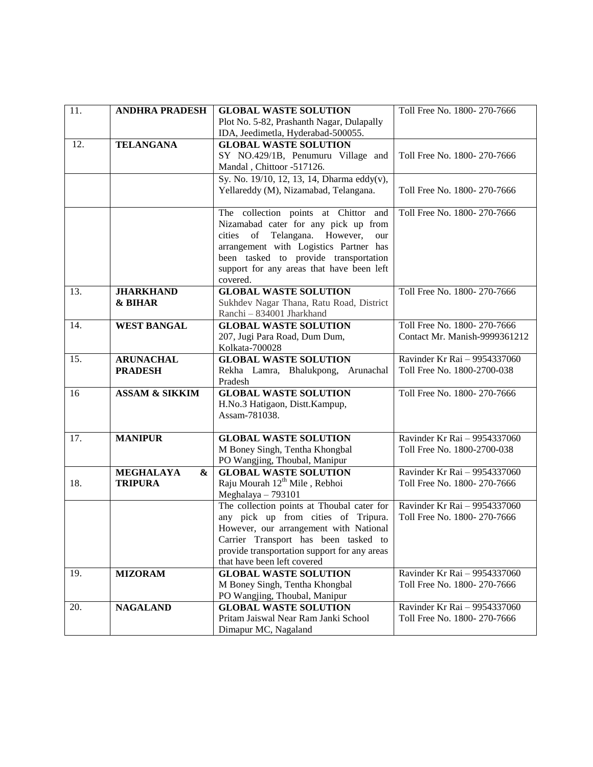| | | | |
|---|---|---|---|
| 11. | **ANDHRA PRADESH** | **GLOBAL WASTE SOLUTION**<br>Plot No. 5-82, Prashanth Nagar, Dulapally IDA, Jeedimetla, Hyderabad-500055. | Toll Free No. 1800- 270-7666 |
| 12. | **TELANGANA** | **GLOBAL WASTE SOLUTION**<br>SY NO.429/1B, Penumuru Village and Mandal , Chittoor -517126. | Toll Free No. 1800- 270-7666 |
| | | Sy. No. 19/10, 12, 13, 14, Dharma eddy(v), Yellareddy (M), Nizamabad, Telangana. | Toll Free No. 1800- 270-7666 |
| | | The collection points at Chittor and Nizamabad cater for any pick up from cities of Telangana. However, our arrangement with Logistics Partner has been tasked to provide transportation support for any areas that have been left covered. | Toll Free No. 1800- 270-7666 |
| 13. | **JHARKHAND & BIHAR** | **GLOBAL WASTE SOLUTION**<br>Sukhdev Nagar Thana, Ratu Road, District Ranchi – 834001 Jharkhand | Toll Free No. 1800- 270-7666 |
| 14. | **WEST BANGAL** | **GLOBAL WASTE SOLUTION**<br>207, Jugi Para Road, Dum Dum, Kolkata-700028 | Toll Free No. 1800- 270-7666<br>Contact Mr. Manish-9999361212 |
| 15. | **ARUNACHAL PRADESH** | **GLOBAL WASTE SOLUTION**<br>Rekha Lamra, Bhalukpong, Arunachal Pradesh | Ravinder Kr Rai – 9954337060<br>Toll Free No. 1800-2700-038 |
| 16 | **ASSAM & SIKKIM** | **GLOBAL WASTE SOLUTION**<br>H.No.3 Hatigaon, Distt.Kampup, Assam-781038. | Toll Free No. 1800- 270-7666 |
| 17. | **MANIPUR** | **GLOBAL WASTE SOLUTION**<br>M Boney Singh, Tentha Khongbal PO Wangjing, Thoubal, Manipur | Ravinder Kr Rai – 9954337060<br>Toll Free No. 1800-2700-038 |
| 18. | **MEGHALAYA & TRIPURA** | **GLOBAL WASTE SOLUTION**<br>Raju Mourah 12th Mile , Rebhoi Meghalaya – 793101 | Ravinder Kr Rai – 9954337060<br>Toll Free No. 1800- 270-7666 |
| | | The collection points at Thoubal cater for any pick up from cities of Tripura. However, our arrangement with National Carrier Transport has been tasked to provide transportation support for any areas that have been left covered | Ravinder Kr Rai – 9954337060<br>Toll Free No. 1800- 270-7666 |
| 19. | **MIZORAM** | **GLOBAL WASTE SOLUTION**<br>M Boney Singh, Tentha Khongbal PO Wangjing, Thoubal, Manipur | Ravinder Kr Rai – 9954337060<br>Toll Free No. 1800- 270-7666 |
| 20. | **NAGALAND** | **GLOBAL WASTE SOLUTION**<br>Pritam Jaiswal Near Ram Janki School Dimapur MC, Nagaland | Ravinder Kr Rai – 9954337060<br>Toll Free No. 1800- 270-7666 |